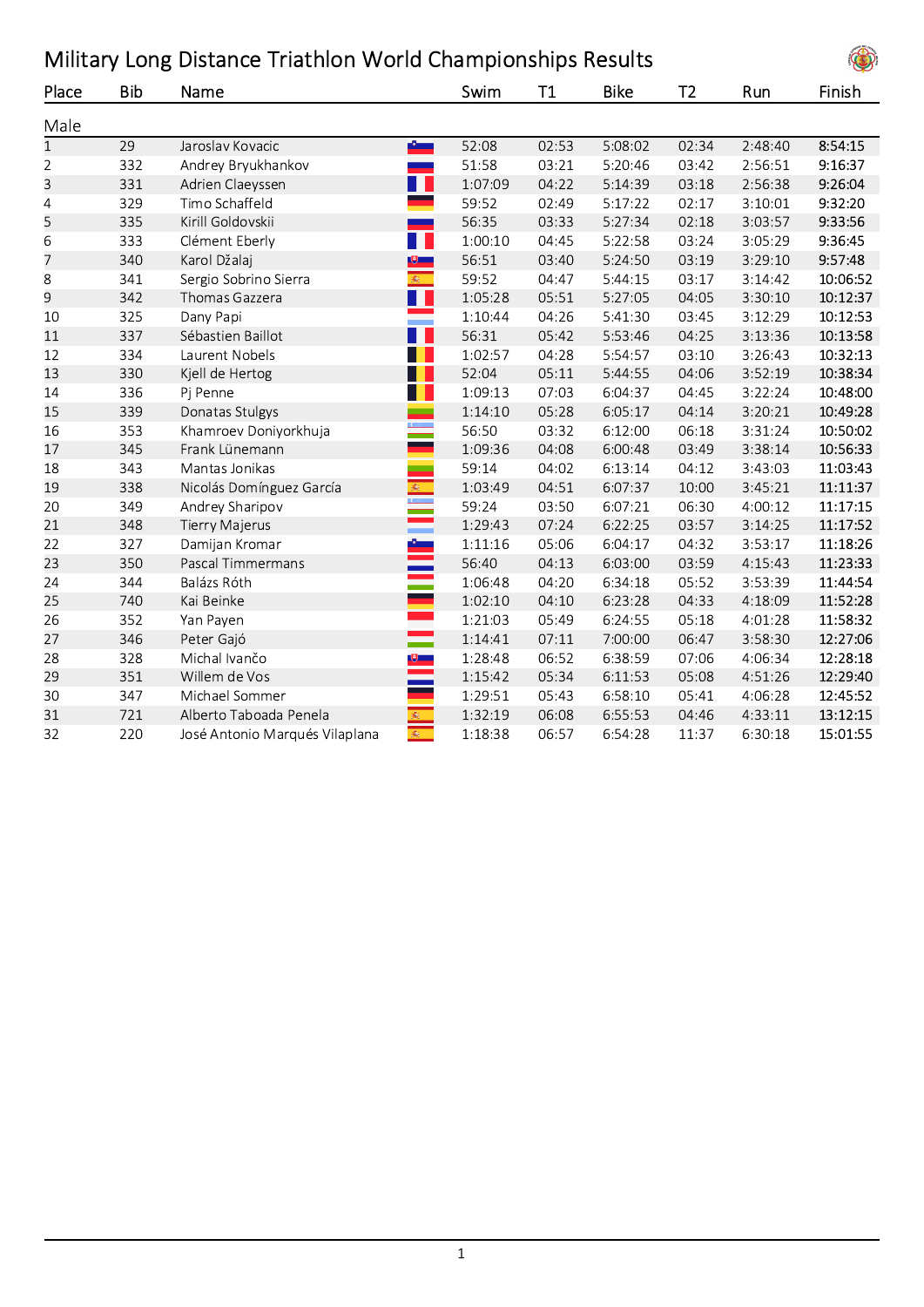# Military Long Distance Triathlon World Championships Results

| Place | Bib | Name | Swim | T1 | Bike | T2 | Run | Finish |
|---|---|---|---|---|---|---|---|---|
| **Male** | | | | | | | | |
| 1 | 29 | Jaroslav Kovacic | 52:08 | 02:53 | 5:08:02 | 02:34 | 2:48:40 | 8:54:15 |
| 2 | 332 | Andrey Bryukhankov | 51:58 | 03:21 | 5:20:46 | 03:42 | 2:56:51 | 9:16:37 |
| 3 | 331 | Adrien Claeyssen | 1:07:09 | 04:22 | 5:14:39 | 03:18 | 2:56:38 | 9:26:04 |
| 4 | 329 | Timo Schaffeld | 59:52 | 02:49 | 5:17:22 | 02:17 | 3:10:01 | 9:32:20 |
| 5 | 335 | Kirill Goldovskii | 56:35 | 03:33 | 5:27:34 | 02:18 | 3:03:57 | 9:33:56 |
| 6 | 333 | Clément Eberly | 1:00:10 | 04:45 | 5:22:58 | 03:24 | 3:05:29 | 9:36:45 |
| 7 | 340 | Karol Džalaj | 56:51 | 03:40 | 5:24:50 | 03:19 | 3:29:10 | 9:57:48 |
| 8 | 341 | Sergio Sobrino Sierra | 59:52 | 04:47 | 5:44:15 | 03:17 | 3:14:42 | 10:06:52 |
| 9 | 342 | Thomas Gazzera | 1:05:28 | 05:51 | 5:27:05 | 04:05 | 3:30:10 | 10:12:37 |
| 10 | 325 | Dany Papi | 1:10:44 | 04:26 | 5:41:30 | 03:45 | 3:12:29 | 10:12:53 |
| 11 | 337 | Sébastien Baillot | 56:31 | 05:42 | 5:53:46 | 04:25 | 3:13:36 | 10:13:58 |
| 12 | 334 | Laurent Nobels | 1:02:57 | 04:28 | 5:54:57 | 03:10 | 3:26:43 | 10:32:13 |
| 13 | 330 | Kjell de Hertog | 52:04 | 05:11 | 5:44:55 | 04:06 | 3:52:19 | 10:38:34 |
| 14 | 336 | Pj Penne | 1:09:13 | 07:03 | 6:04:37 | 04:45 | 3:22:24 | 10:48:00 |
| 15 | 339 | Donatas Stulgys | 1:14:10 | 05:28 | 6:05:17 | 04:14 | 3:20:21 | 10:49:28 |
| 16 | 353 | Khamroev Doniyorkhuja | 56:50 | 03:32 | 6:12:00 | 06:18 | 3:31:24 | 10:50:02 |
| 17 | 345 | Frank Lünemann | 1:09:36 | 04:08 | 6:00:48 | 03:49 | 3:38:14 | 10:56:33 |
| 18 | 343 | Mantas Jonikas | 59:14 | 04:02 | 6:13:14 | 04:12 | 3:43:03 | 11:03:43 |
| 19 | 338 | Nicolás Domínguez García | 1:03:49 | 04:51 | 6:07:37 | 10:00 | 3:45:21 | 11:11:37 |
| 20 | 349 | Andrey Sharipov | 59:24 | 03:50 | 6:07:21 | 06:30 | 4:00:12 | 11:17:15 |
| 21 | 348 | Tierry Majerus | 1:29:43 | 07:24 | 6:22:25 | 03:57 | 3:14:25 | 11:17:52 |
| 22 | 327 | Damijan Kromar | 1:11:16 | 05:06 | 6:04:17 | 04:32 | 3:53:17 | 11:18:26 |
| 23 | 350 | Pascal Timmermans | 56:40 | 04:13 | 6:03:00 | 03:59 | 4:15:43 | 11:23:33 |
| 24 | 344 | Balázs Róth | 1:06:48 | 04:20 | 6:34:18 | 05:52 | 3:53:39 | 11:44:54 |
| 25 | 740 | Kai Beinke | 1:02:10 | 04:10 | 6:23:28 | 04:33 | 4:18:09 | 11:52:28 |
| 26 | 352 | Yan Payen | 1:21:03 | 05:49 | 6:24:55 | 05:18 | 4:01:28 | 11:58:32 |
| 27 | 346 | Peter Gajó | 1:14:41 | 07:11 | 7:00:00 | 06:47 | 3:58:30 | 12:27:06 |
| 28 | 328 | Michal Ivančo | 1:28:48 | 06:52 | 6:38:59 | 07:06 | 4:06:34 | 12:28:18 |
| 29 | 351 | Willem de Vos | 1:15:42 | 05:34 | 6:11:53 | 05:08 | 4:51:26 | 12:29:40 |
| 30 | 347 | Michael Sommer | 1:29:51 | 05:43 | 6:58:10 | 05:41 | 4:06:28 | 12:45:52 |
| 31 | 721 | Alberto Taboada Penela | 1:32:19 | 06:08 | 6:55:53 | 04:46 | 4:33:11 | 13:12:15 |
| 32 | 220 | José Antonio Marqués Vilaplana | 1:18:38 | 06:57 | 6:54:28 | 11:37 | 6:30:18 | 15:01:55 |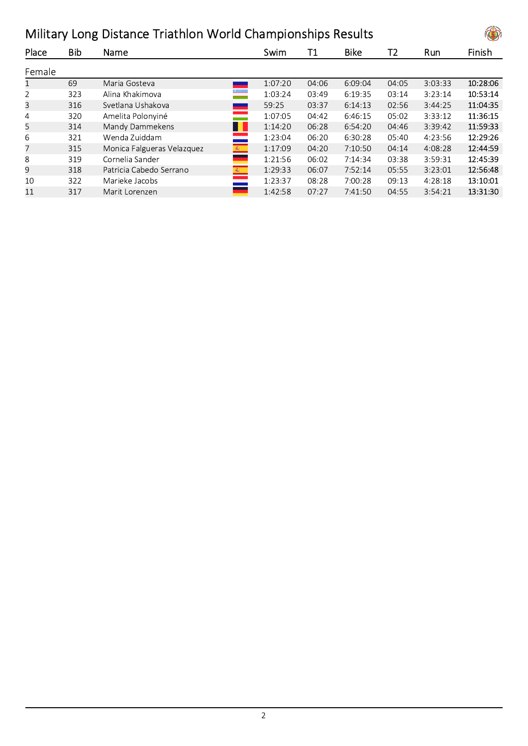# Military Long Distance Triathlon World Championships Results

| Place | Bib | Name | Swim | T1 | Bike | T2 | Run | Finish |
|---|---|---|---|---|---|---|---|---|
| **Female** | | | | | | | | |
| 1 | 69 | Maria Gosteva | 1:07:20 | 04:06 | 6:09:04 | 04:05 | 3:03:33 | 10:28:06 |
| 2 | 323 | Alina Khakimova | 1:03:24 | 03:49 | 6:19:35 | 03:14 | 3:23:14 | 10:53:14 |
| 3 | 316 | Svetlana Ushakova | 59:25 | 03:37 | 6:14:13 | 02:56 | 3:44:25 | 11:04:35 |
| 4 | 320 | Amelita Polonyiné | 1:07:05 | 04:42 | 6:46:15 | 05:02 | 3:33:12 | 11:36:15 |
| 5 | 314 | Mandy Dammekens | 1:14:20 | 06:28 | 6:54:20 | 04:46 | 3:39:42 | 11:59:33 |
| 6 | 321 | Wenda Zuiddam | 1:23:04 | 06:20 | 6:30:28 | 05:40 | 4:23:56 | 12:29:26 |
| 7 | 315 | Monica Falgueras Velazquez | 1:17:09 | 04:20 | 7:10:50 | 04:14 | 4:08:28 | 12:44:59 |
| 8 | 319 | Cornelia Sander | 1:21:56 | 06:02 | 7:14:34 | 03:38 | 3:59:31 | 12:45:39 |
| 9 | 318 | Patricia Cabedo Serrano | 1:29:33 | 06:07 | 7:52:14 | 05:55 | 3:23:01 | 12:56:48 |
| 10 | 322 | Marieke Jacobs | 1:23:37 | 08:28 | 7:00:28 | 09:13 | 4:28:18 | 13:10:01 |
| 11 | 317 | Marit Lorenzen | 1:42:58 | 07:27 | 7:41:50 | 04:55 | 3:54:21 | 13:31:30 |